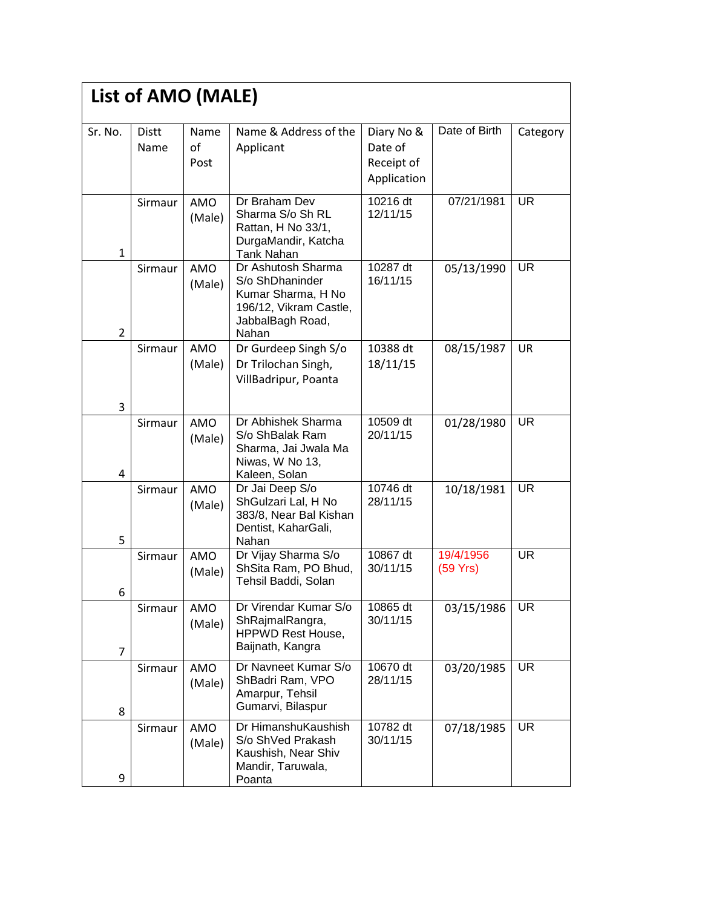# List of AMO (MALE)

| Sr. No. | Distt Name | Name of Post | Name & Address of the Applicant | Diary No & Date of Receipt of Application | Date of Birth | Category |
|---|---|---|---|---|---|---|
| 1 | Sirmaur | AMO (Male) | Dr Braham Dev Sharma S/o Sh RL Rattan, H No 33/1, DurgaMandir, Katcha Tank Nahan | 10216 dt 12/11/15 | 07/21/1981 | UR |
| 2 | Sirmaur | AMO (Male) | Dr Ashutosh Sharma S/o ShDhaninder Kumar Sharma, H No 196/12, Vikram Castle, JabbalBagh Road, Nahan | 10287 dt 16/11/15 | 05/13/1990 | UR |
| 3 | Sirmaur | AMO (Male) | Dr Gurdeep Singh S/o Dr Trilochan Singh, VillBadripur, Poanta | 10388 dt 18/11/15 | 08/15/1987 | UR |
| 4 | Sirmaur | AMO (Male) | Dr Abhishek Sharma S/o ShBalak Ram Sharma, Jai Jwala Ma Niwas, W No 13, Kaleen, Solan | 10509 dt 20/11/15 | 01/28/1980 | UR |
| 5 | Sirmaur | AMO (Male) | Dr Jai Deep S/o ShGulzari Lal, H No 383/8, Near Bal Kishan Dentist, KaharGali, Nahan | 10746 dt 28/11/15 | 10/18/1981 | UR |
| 6 | Sirmaur | AMO (Male) | Dr Vijay Sharma S/o ShSita Ram, PO Bhud, Tehsil Baddi, Solan | 10867 dt 30/11/15 | 19/4/1956 (59 Yrs) | UR |
| 7 | Sirmaur | AMO (Male) | Dr Virendar Kumar S/o ShRajmalRangra, HPPWD Rest House, Baijnath, Kangra | 10865 dt 30/11/15 | 03/15/1986 | UR |
| 8 | Sirmaur | AMO (Male) | Dr Navneet Kumar S/o ShBadri Ram, VPO Amarpur, Tehsil Gumarvi, Bilaspur | 10670 dt 28/11/15 | 03/20/1985 | UR |
| 9 | Sirmaur | AMO (Male) | Dr HimanshuKaushish S/o ShVed Prakash Kaushish, Near Shiv Mandir, Taruwala, Poanta | 10782 dt 30/11/15 | 07/18/1985 | UR |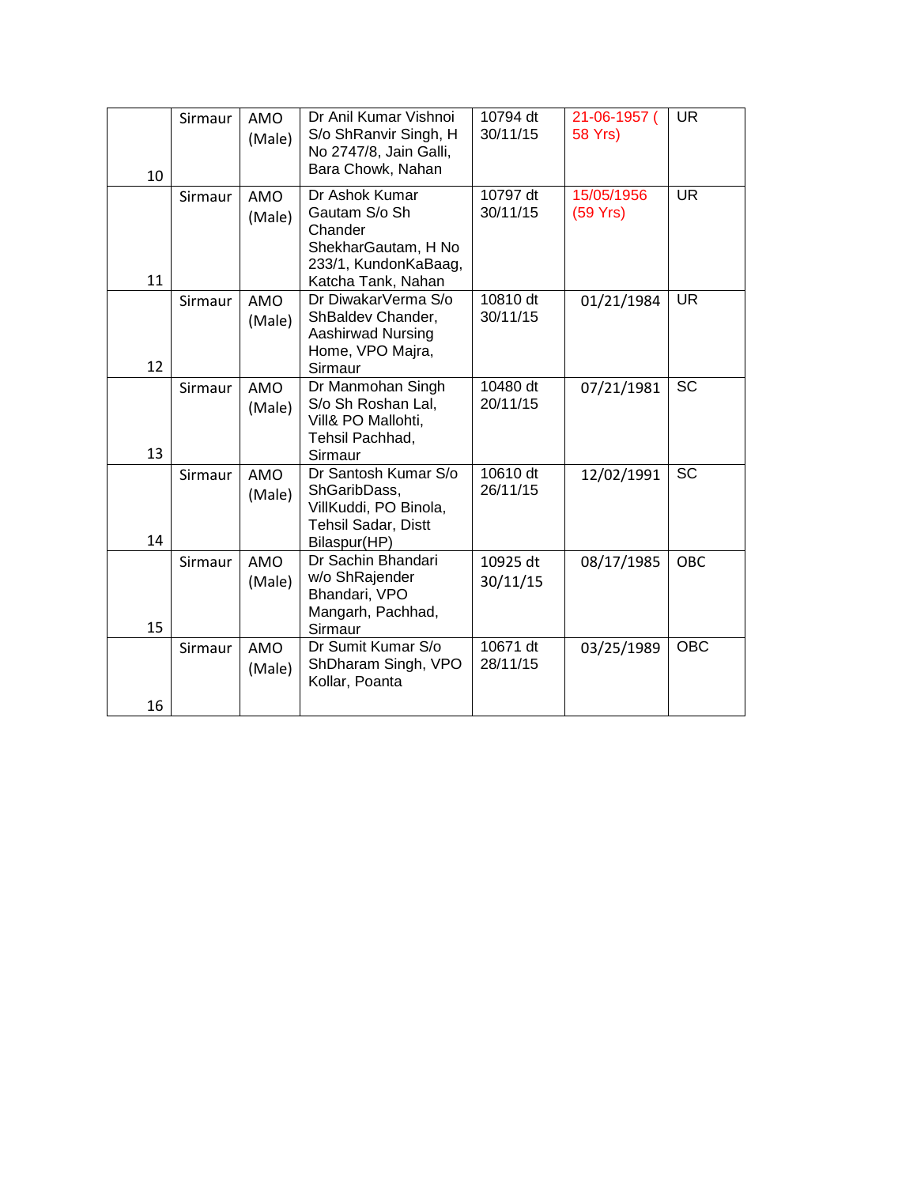| | | | | | | |
|---|---|---|---|---|---|---|
| 10 | Sirmaur | AMO (Male) | Dr Anil Kumar Vishnoi S/o ShRanvir Singh, H No 2747/8, Jain Galli, Bara Chowk, Nahan | 10794 dt 30/11/15 | 21-06-1957 ( 58 Yrs) | UR |
| 11 | Sirmaur | AMO (Male) | Dr Ashok Kumar Gautam S/o Sh Chander ShekharGautam, H No 233/1, KundonKaBaag, Katcha Tank, Nahan | 10797 dt 30/11/15 | 15/05/1956 (59 Yrs) | UR |
| 12 | Sirmaur | AMO (Male) | Dr DiwakarVerma S/o ShBaldev Chander, Aashirwad Nursing Home, VPO Majra, Sirmaur | 10810 dt 30/11/15 | 01/21/1984 | UR |
| 13 | Sirmaur | AMO (Male) | Dr Manmohan Singh S/o Sh Roshan Lal, Vill& PO Mallohti, Tehsil Pachhad, Sirmaur | 10480 dt 20/11/15 | 07/21/1981 | SC |
| 14 | Sirmaur | AMO (Male) | Dr Santosh Kumar S/o ShGaribDass, VillKuddi, PO Binola, Tehsil Sadar, Distt Bilaspur(HP) | 10610 dt 26/11/15 | 12/02/1991 | SC |
| 15 | Sirmaur | AMO (Male) | Dr Sachin Bhandari w/o ShRajender Bhandari, VPO Mangarh, Pachhad, Sirmaur | 10925 dt 30/11/15 | 08/17/1985 | OBC |
| 16 | Sirmaur | AMO (Male) | Dr Sumit Kumar S/o ShDharam Singh, VPO Kollar, Poanta | 10671 dt 28/11/15 | 03/25/1989 | OBC |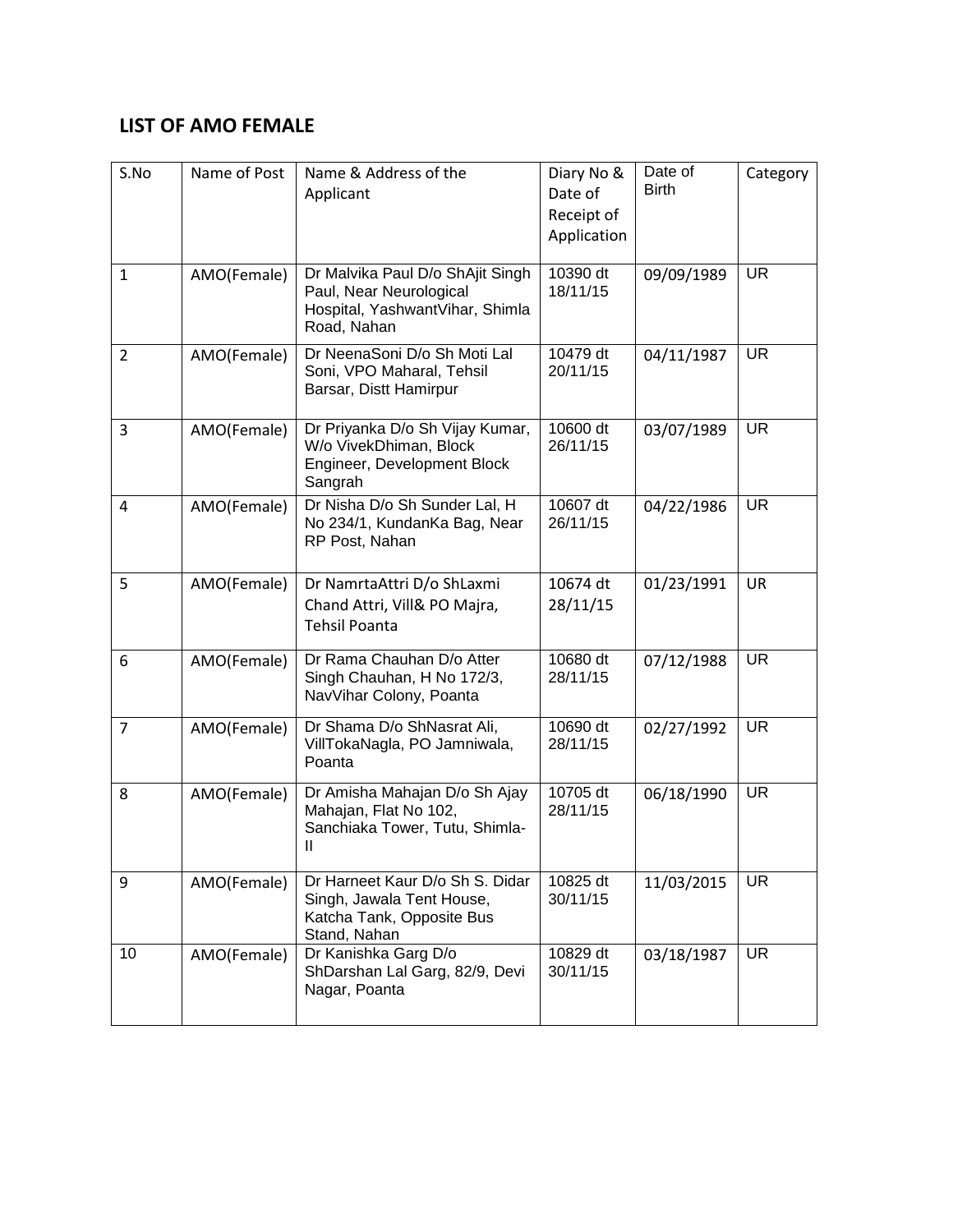## LIST OF AMO FEMALE

| S.No | Name of Post | Name & Address of the Applicant | Diary No & Date of Receipt of Application | Date of Birth | Category |
|---|---|---|---|---|---|
| 1 | AMO(Female) | Dr Malvika Paul D/o ShAjit Singh Paul, Near Neurological Hospital, YashwantVihar, Shimla Road, Nahan | 10390 dt 18/11/15 | 09/09/1989 | UR |
| 2 | AMO(Female) | Dr NeenaSoni D/o Sh Moti Lal Soni, VPO Maharal, Tehsil Barsar, Distt Hamirpur | 10479 dt 20/11/15 | 04/11/1987 | UR |
| 3 | AMO(Female) | Dr Priyanka D/o Sh Vijay Kumar, W/o VivekDhiman, Block Engineer, Development Block Sangrah | 10600 dt 26/11/15 | 03/07/1989 | UR |
| 4 | AMO(Female) | Dr Nisha D/o Sh Sunder Lal, H No 234/1, KundanKa Bag, Near RP Post, Nahan | 10607 dt 26/11/15 | 04/22/1986 | UR |
| 5 | AMO(Female) | Dr NamrtaAttri D/o ShLaxmi Chand Attri, Vill& PO Majra, Tehsil Poanta | 10674 dt 28/11/15 | 01/23/1991 | UR |
| 6 | AMO(Female) | Dr Rama Chauhan D/o Atter Singh Chauhan, H No 172/3, NavVihar Colony, Poanta | 10680 dt 28/11/15 | 07/12/1988 | UR |
| 7 | AMO(Female) | Dr Shama D/o ShNasrat Ali, VillTokaNagla, PO Jamniwala, Poanta | 10690 dt 28/11/15 | 02/27/1992 | UR |
| 8 | AMO(Female) | Dr Amisha Mahajan D/o Sh Ajay Mahajan, Flat No 102, Sanchiaka Tower, Tutu, Shimla-II | 10705 dt 28/11/15 | 06/18/1990 | UR |
| 9 | AMO(Female) | Dr Harneet Kaur D/o Sh S. Didar Singh, Jawala Tent House, Katcha Tank, Opposite Bus Stand, Nahan | 10825 dt 30/11/15 | 11/03/2015 | UR |
| 10 | AMO(Female) | Dr Kanishka Garg D/o ShDarshan Lal Garg, 82/9, Devi Nagar, Poanta | 10829 dt 30/11/15 | 03/18/1987 | UR |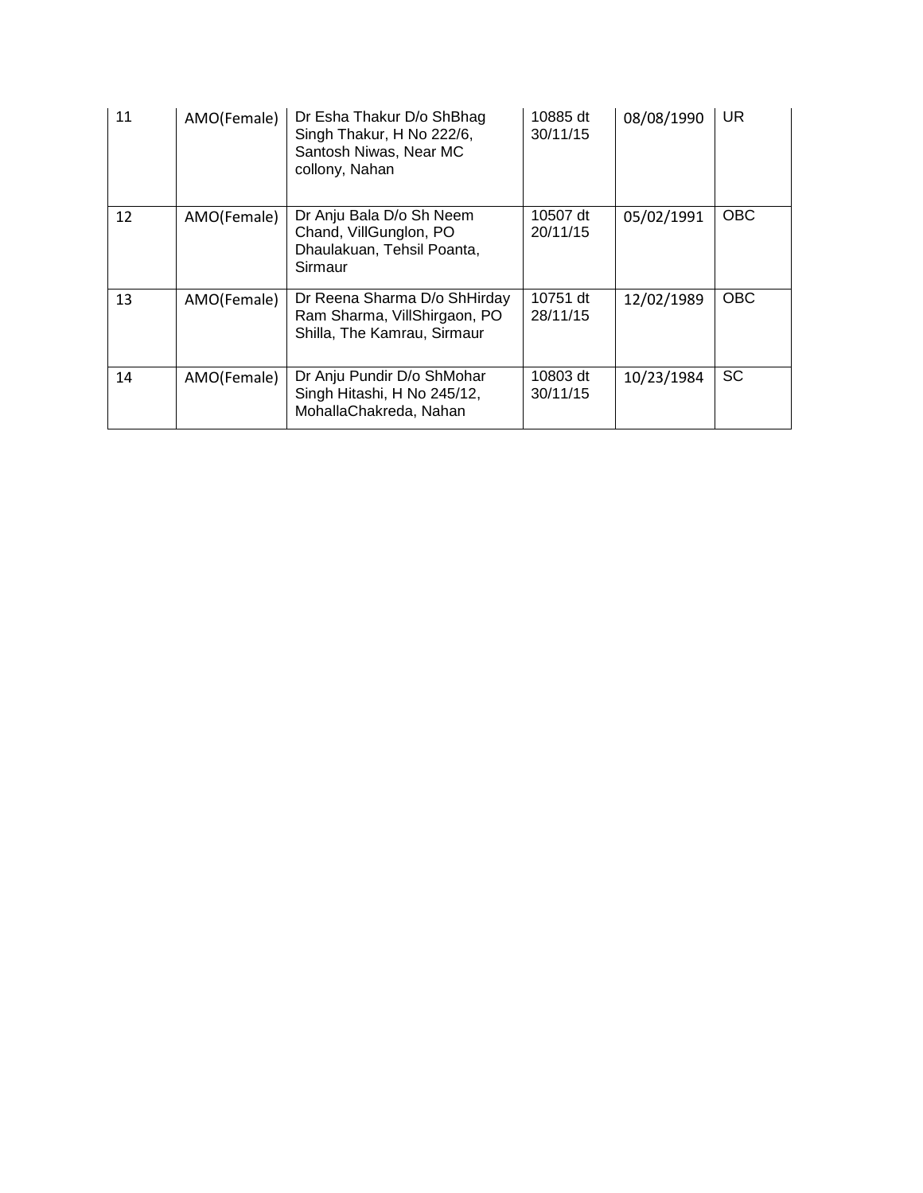| 11 | AMO(Female) | Dr Esha Thakur D/o ShBhag Singh Thakur, H No 222/6, Santosh Niwas, Near MC collony, Nahan | 10885 dt 30/11/15 | 08/08/1990 | UR |
|---|---|---|---|---|---|
| 12 | AMO(Female) | Dr Anju Bala D/o Sh Neem Chand, VillGunglon, PO Dhaulakuan, Tehsil Poanta, Sirmaur | 10507 dt 20/11/15 | 05/02/1991 | OBC |
| 13 | AMO(Female) | Dr Reena Sharma D/o ShHirday Ram Sharma, VillShirgaon, PO Shilla, The Kamrau, Sirmaur | 10751 dt 28/11/15 | 12/02/1989 | OBC |
| 14 | AMO(Female) | Dr Anju Pundir D/o ShMohar Singh Hitashi, H No 245/12, MohallaChakreda, Nahan | 10803 dt 30/11/15 | 10/23/1984 | SC |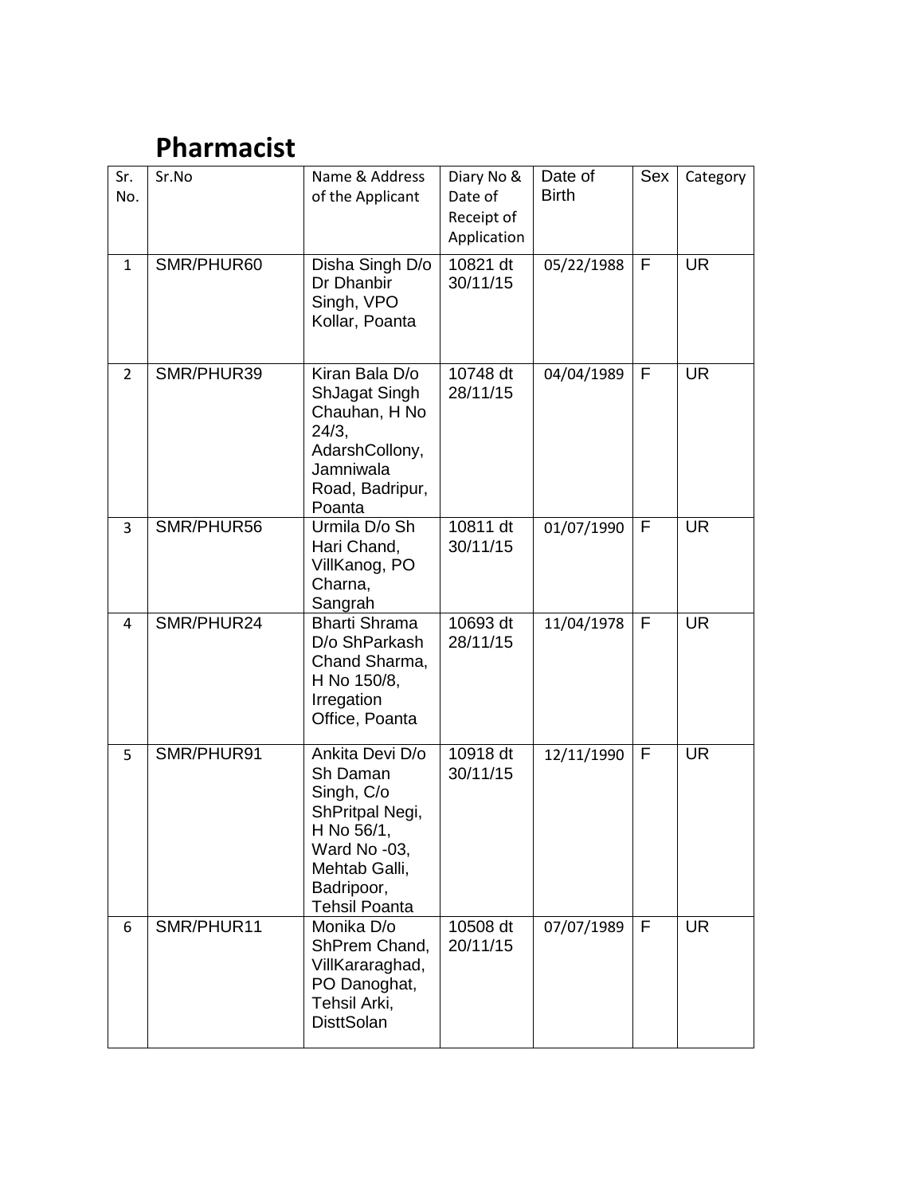# Pharmacist

| Sr. No. | Sr.No | Name & Address of the Applicant | Diary No & Date of Receipt of Application | Date of Birth | Sex | Category |
|---|---|---|---|---|---|---|
| 1 | SMR/PHUR60 | Disha Singh D/o Dr Dhanbir Singh, VPO Kollar, Poanta | 10821 dt 30/11/15 | 05/22/1988 | F | UR |
| 2 | SMR/PHUR39 | Kiran Bala D/o ShJagat Singh Chauhan, H No 24/3, AdarshCollony, Jamniwala Road, Badripur, Poanta | 10748 dt 28/11/15 | 04/04/1989 | F | UR |
| 3 | SMR/PHUR56 | Urmila D/o Sh Hari Chand, VillKanog, PO Charna, Sangrah | 10811 dt 30/11/15 | 01/07/1990 | F | UR |
| 4 | SMR/PHUR24 | Bharti Shrama D/o ShParkash Chand Sharma, H No 150/8, Irregation Office, Poanta | 10693 dt 28/11/15 | 11/04/1978 | F | UR |
| 5 | SMR/PHUR91 | Ankita Devi D/o Sh Daman Singh, C/o ShPritpal Negi, H No 56/1, Ward No -03, Mehtab Galli, Badripoor, Tehsil Poanta | 10918 dt 30/11/15 | 12/11/1990 | F | UR |
| 6 | SMR/PHUR11 | Monika D/o ShPrem Chand, VillKararaghad, PO Danoghat, Tehsil Arki, DisttSolan | 10508 dt 20/11/15 | 07/07/1989 | F | UR |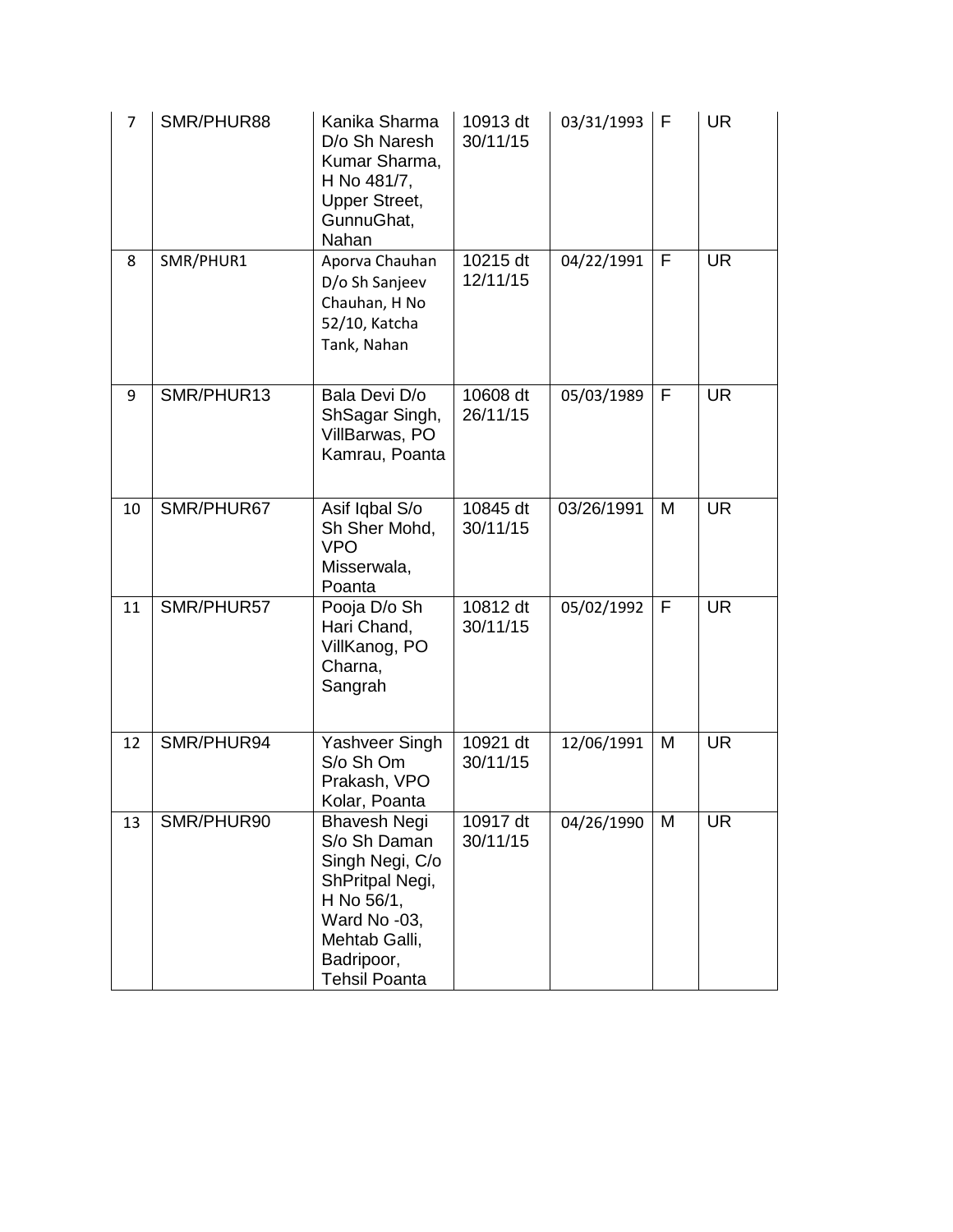| 7 | SMR/PHUR88 | Kanika Sharma D/o Sh Naresh Kumar Sharma, H No 481/7, Upper Street, GunnuGhat, Nahan | 10913 dt 30/11/15 | 03/31/1993 | F | UR |
|---|---|---|---|---|---|---|
| 8 | SMR/PHUR1 | Aporva Chauhan D/o Sh Sanjeev Chauhan, H No 52/10, Katcha Tank, Nahan | 10215 dt 12/11/15 | 04/22/1991 | F | UR |
| 9 | SMR/PHUR13 | Bala Devi D/o ShSagar Singh, VillBarwas, PO Kamrau, Poanta | 10608 dt 26/11/15 | 05/03/1989 | F | UR |
| 10 | SMR/PHUR67 | Asif Iqbal S/o Sh Sher Mohd, VPO Misserwala, Poanta | 10845 dt 30/11/15 | 03/26/1991 | M | UR |
| 11 | SMR/PHUR57 | Pooja D/o Sh Hari Chand, VillKanog, PO Charna, Sangrah | 10812 dt 30/11/15 | 05/02/1992 | F | UR |
| 12 | SMR/PHUR94 | Yashveer Singh S/o Sh Om Prakash, VPO Kolar, Poanta | 10921 dt 30/11/15 | 12/06/1991 | M | UR |
| 13 | SMR/PHUR90 | Bhavesh Negi S/o Sh Daman Singh Negi, C/o ShPritpal Negi, H No 56/1, Ward No -03, Mehtab Galli, Badripoor, Tehsil Poanta | 10917 dt 30/11/15 | 04/26/1990 | M | UR |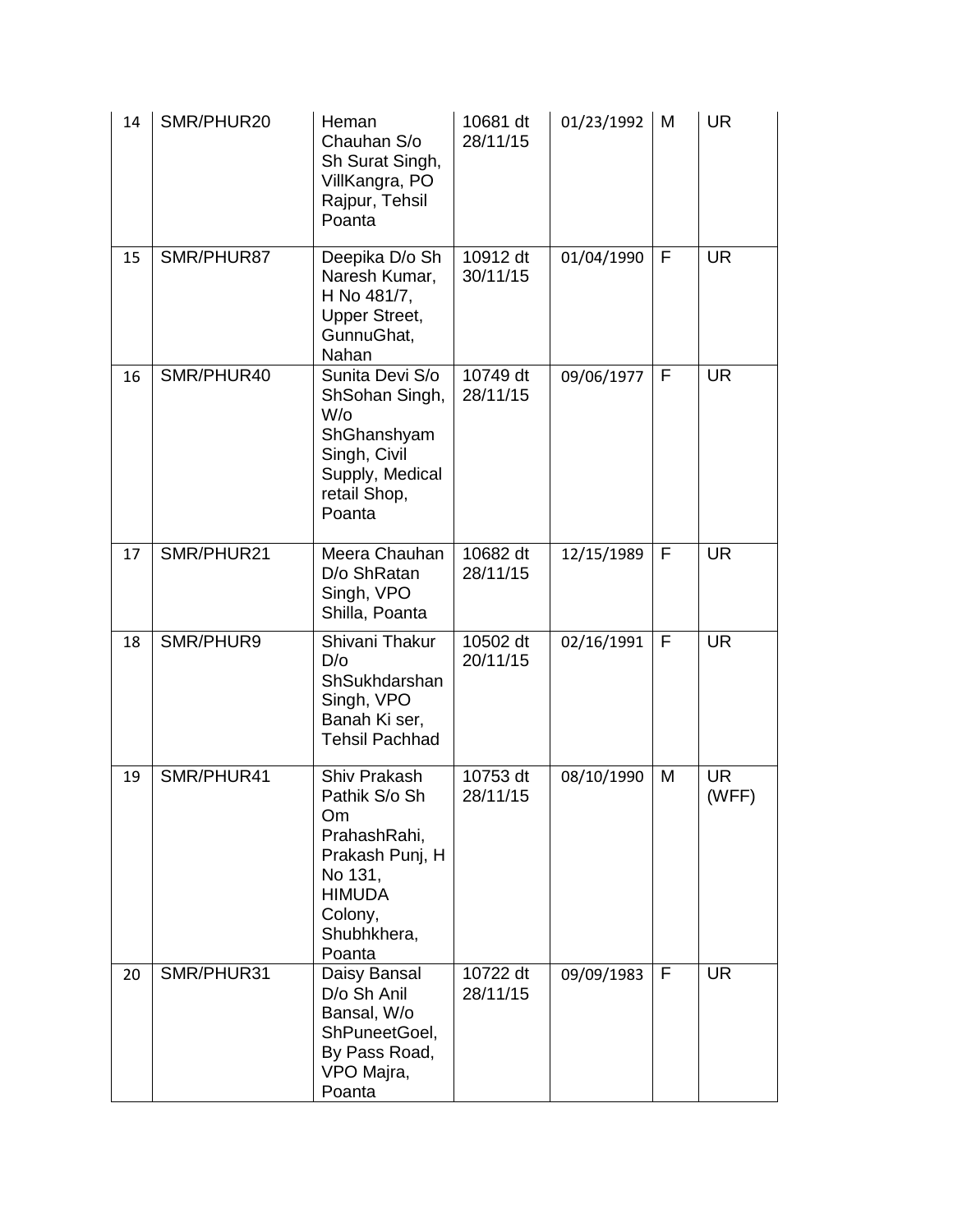| 14 | SMR/PHUR20 | Heman Chauhan S/o Sh Surat Singh, VillKangra, PO Rajpur, Tehsil Poanta | 10681 dt 28/11/15 | 01/23/1992 | M | UR |
|---|---|---|---|---|---|---|
| 15 | SMR/PHUR87 | Deepika D/o Sh Naresh Kumar, H No 481/7, Upper Street, GunnuGhat, Nahan | 10912 dt 30/11/15 | 01/04/1990 | F | UR |
| 16 | SMR/PHUR40 | Sunita Devi S/o ShSohan Singh, W/o ShGhanshyam Singh, Civil Supply, Medical retail Shop, Poanta | 10749 dt 28/11/15 | 09/06/1977 | F | UR |
| 17 | SMR/PHUR21 | Meera Chauhan D/o ShRatan Singh, VPO Shilla, Poanta | 10682 dt 28/11/15 | 12/15/1989 | F | UR |
| 18 | SMR/PHUR9 | Shivani Thakur D/o ShSukhdarshan Singh, VPO Banah Ki ser, Tehsil Pachhad | 10502 dt 20/11/15 | 02/16/1991 | F | UR |
| 19 | SMR/PHUR41 | Shiv Prakash Pathik S/o Sh Om PrahashRahi, Prakash Punj, H No 131, HIMUDA Colony, Shubhkhera, Poanta | 10753 dt 28/11/15 | 08/10/1990 | M | UR (WFF) |
| 20 | SMR/PHUR31 | Daisy Bansal D/o Sh Anil Bansal, W/o ShPuneetGoel, By Pass Road, VPO Majra, Poanta | 10722 dt 28/11/15 | 09/09/1983 | F | UR |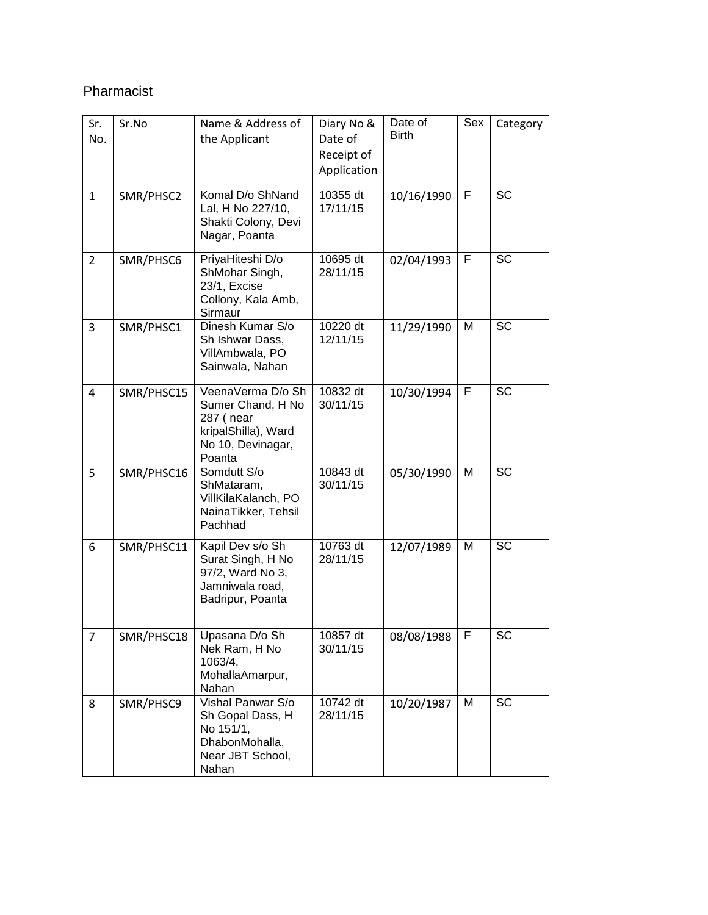Pharmacist

| Sr. No. | Sr.No | Name & Address of the Applicant | Diary No & Date of Receipt of Application | Date of Birth | Sex | Category |
|---|---|---|---|---|---|---|
| 1 | SMR/PHSC2 | Komal D/o ShNand Lal, H No 227/10, Shakti Colony, Devi Nagar, Poanta | 10355 dt 17/11/15 | 10/16/1990 | F | SC |
| 2 | SMR/PHSC6 | PriyaHiteshi D/o ShMohar Singh, 23/1, Excise Collony, Kala Amb, Sirmaur | 10695 dt 28/11/15 | 02/04/1993 | F | SC |
| 3 | SMR/PHSC1 | Dinesh Kumar S/o Sh Ishwar Dass, VillAmbwala, PO Sainwala, Nahan | 10220 dt 12/11/15 | 11/29/1990 | M | SC |
| 4 | SMR/PHSC15 | VeenaVerma D/o Sh Sumer Chand, H No 287 ( near kripalShilla), Ward No 10, Devinagar, Poanta | 10832 dt 30/11/15 | 10/30/1994 | F | SC |
| 5 | SMR/PHSC16 | Somdutt S/o ShMataram, VillKilaKalanch, PO NainaTikker, Tehsil Pachhad | 10843 dt 30/11/15 | 05/30/1990 | M | SC |
| 6 | SMR/PHSC11 | Kapil Dev s/o Sh Surat Singh, H No 97/2, Ward No 3, Jamniwala road, Badripur, Poanta | 10763 dt 28/11/15 | 12/07/1989 | M | SC |
| 7 | SMR/PHSC18 | Upasana D/o Sh Nek Ram, H No 1063/4, MohallaAmarpur, Nahan | 10857 dt 30/11/15 | 08/08/1988 | F | SC |
| 8 | SMR/PHSC9 | Vishal Panwar S/o Sh Gopal Dass, H No 151/1, DhabonMohalla, Near JBT School, Nahan | 10742 dt 28/11/15 | 10/20/1987 | M | SC |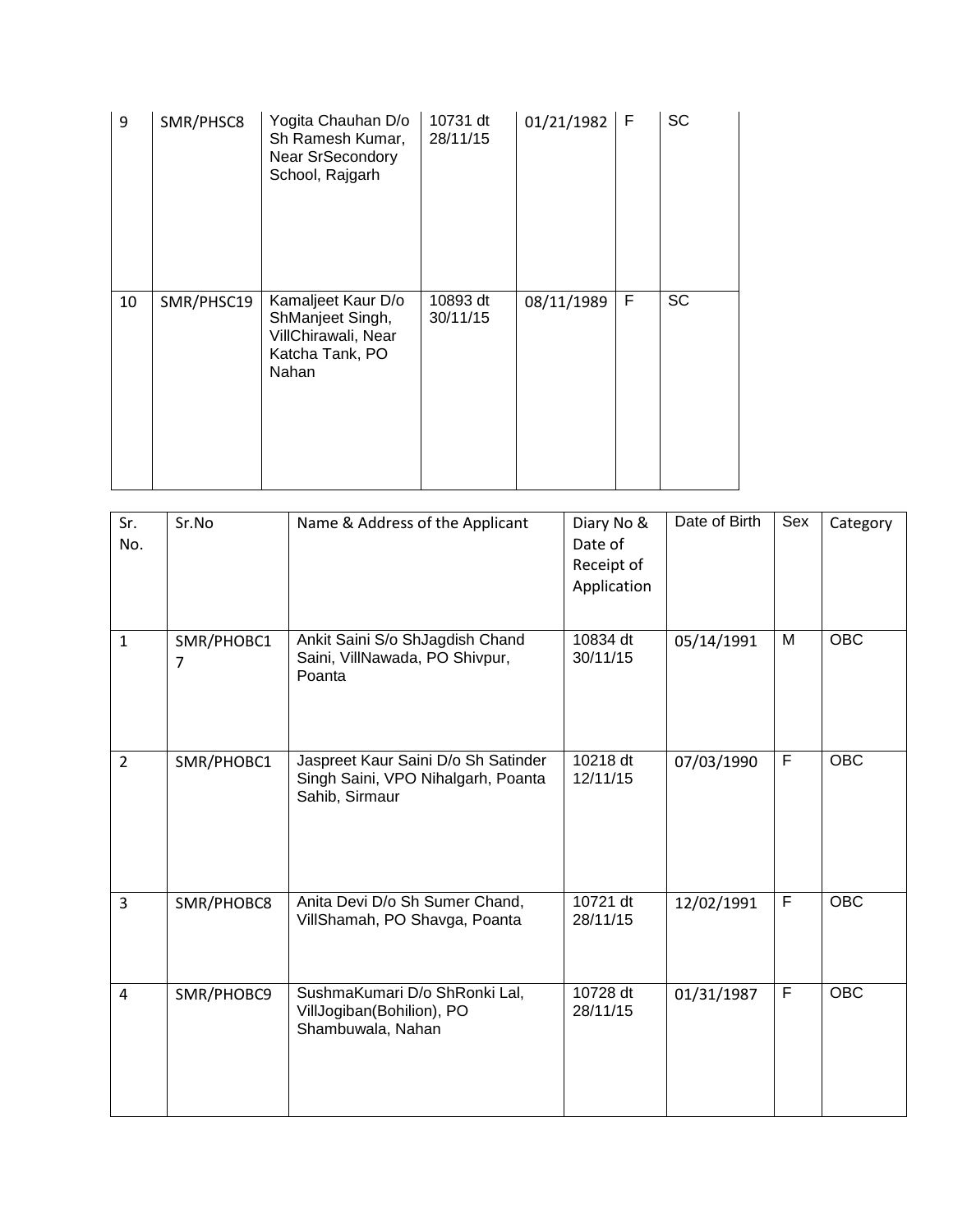| 9 | SMR/PHSC8 | Yogita Chauhan D/o Sh Ramesh Kumar, Near SrSecondory School, Rajgarh | 10731 dt 28/11/15 | 01/21/1982 | F | SC |
|---|---|---|---|---|---|---|
| 10 | SMR/PHSC19 | Kamaljeet Kaur D/o ShManjeet Singh, VillChirawali, Near Katcha Tank, PO Nahan | 10893 dt 30/11/15 | 08/11/1989 | F | SC |

| Sr. No. | Sr.No | Name & Address of the Applicant | Diary No & Date of Receipt of Application | Date of Birth | Sex | Category |
|---|---|---|---|---|---|---|
| 1 | SMR/PHOBC17 | Ankit Saini S/o ShJagdish Chand Saini, VillNawada, PO Shivpur, Poanta | 10834 dt 30/11/15 | 05/14/1991 | M | OBC |
| 2 | SMR/PHOBC1 | Jaspreet Kaur Saini D/o Sh Satinder Singh Saini, VPO Nihalgarh, Poanta Sahib, Sirmaur | 10218 dt 12/11/15 | 07/03/1990 | F | OBC |
| 3 | SMR/PHOBC8 | Anita Devi D/o Sh Sumer Chand, VillShamah, PO Shavga, Poanta | 10721 dt 28/11/15 | 12/02/1991 | F | OBC |
| 4 | SMR/PHOBC9 | SushmaKumari D/o ShRonki Lal, VillJogiban(Bohilion), PO Shambuwala, Nahan | 10728 dt 28/11/15 | 01/31/1987 | F | OBC |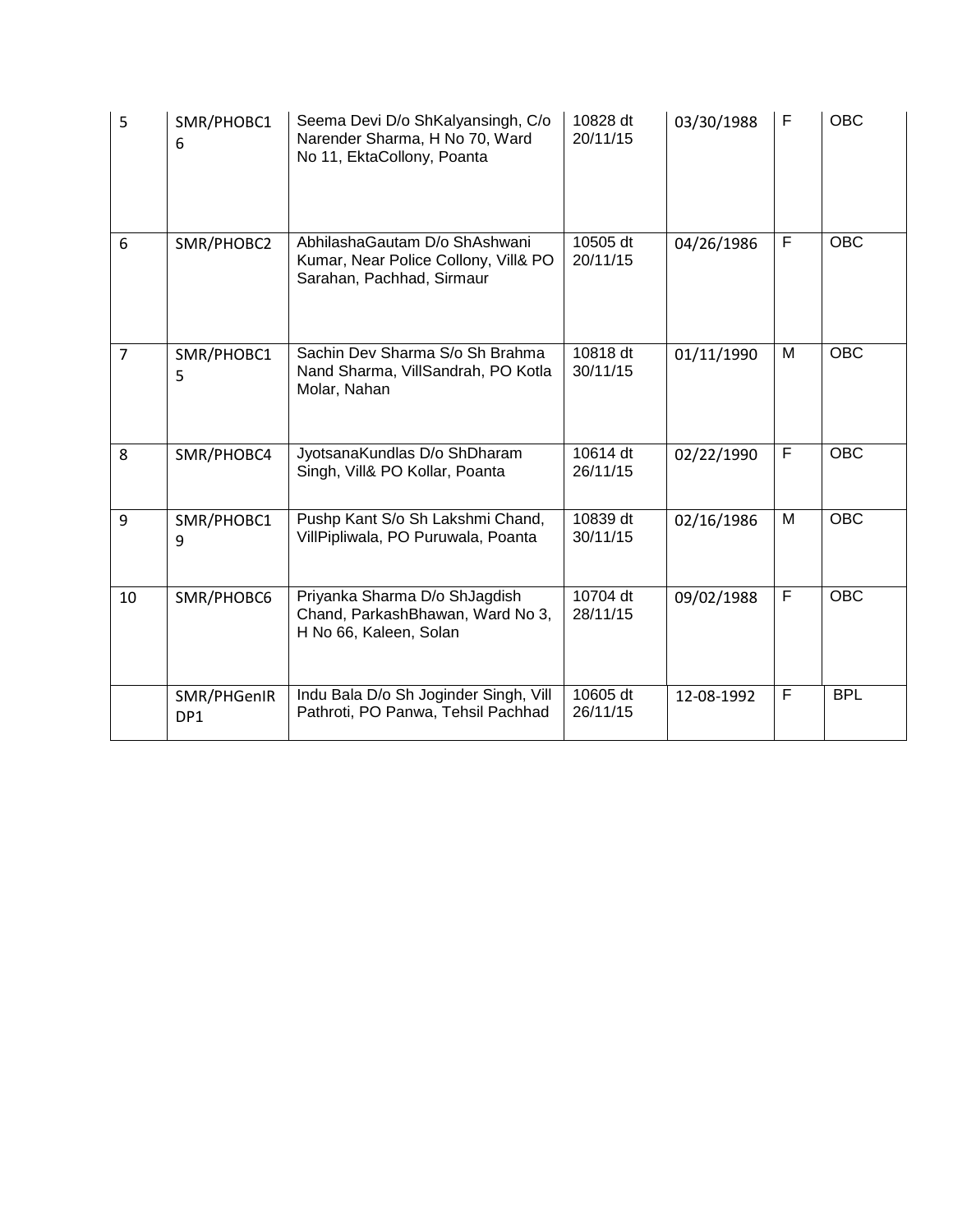| 5 | SMR/PHOBC16 | Seema Devi D/o ShKalyansingh, C/o Narender Sharma, H No 70, Ward No 11, EktaCollony, Poanta | 10828 dt 20/11/15 | 03/30/1988 | F | OBC |
|---|---|---|---|---|---|---|
| 6 | SMR/PHOBC2 | AbhilashaGautam D/o ShAshwani Kumar, Near Police Collony, Vill& PO Sarahan, Pachhad, Sirmaur | 10505 dt 20/11/15 | 04/26/1986 | F | OBC |
| 7 | SMR/PHOBC15 | Sachin Dev Sharma S/o Sh Brahma Nand Sharma, VillSandrah, PO Kotla Molar, Nahan | 10818 dt 30/11/15 | 01/11/1990 | M | OBC |
| 8 | SMR/PHOBC4 | JyotsanaKundlas D/o ShDharam Singh, Vill& PO Kollar, Poanta | 10614 dt 26/11/15 | 02/22/1990 | F | OBC |
| 9 | SMR/PHOBC19 | Pushp Kant S/o Sh Lakshmi Chand, VillPipliwala, PO Puruwala, Poanta | 10839 dt 30/11/15 | 02/16/1986 | M | OBC |
| 10 | SMR/PHOBC6 | Priyanka Sharma D/o ShJagdish Chand, ParkashBhawan, Ward No 3, H No 66, Kaleen, Solan | 10704 dt 28/11/15 | 09/02/1988 | F | OBC |
| | SMR/PHGenIRDP1 | Indu Bala D/o Sh Joginder Singh, Vill Pathroti, PO Panwa, Tehsil Pachhad | 10605 dt 26/11/15 | 12-08-1992 | F | BPL |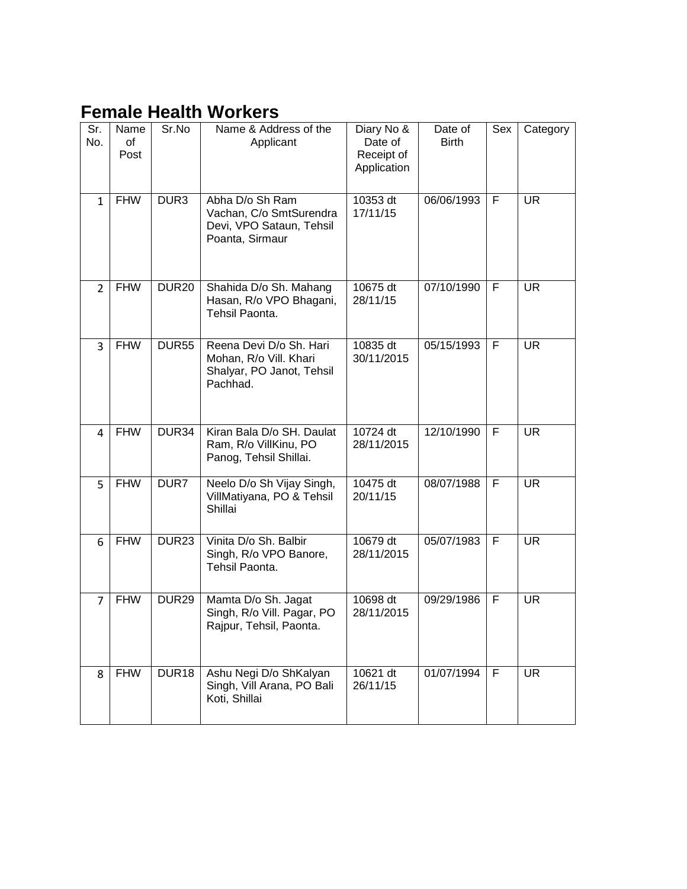# Female Health Workers

| Sr. No. | Name of Post | Sr.No | Name & Address of the Applicant | Diary No & Date of Receipt of Application | Date of Birth | Sex | Category |
|---|---|---|---|---|---|---|---|
| 1 | FHW | DUR3 | Abha D/o Sh Ram Vachan, C/o SmtSurendra Devi, VPO Sataun, Tehsil Poanta, Sirmaur | 10353 dt 17/11/15 | 06/06/1993 | F | UR |
| 2 | FHW | DUR20 | Shahida D/o Sh. Mahang Hasan, R/o VPO Bhagani, Tehsil Paonta. | 10675 dt 28/11/15 | 07/10/1990 | F | UR |
| 3 | FHW | DUR55 | Reena Devi D/o Sh. Hari Mohan, R/o Vill. Khari Shalyar, PO Janot, Tehsil Pachhad. | 10835 dt 30/11/2015 | 05/15/1993 | F | UR |
| 4 | FHW | DUR34 | Kiran Bala D/o SH. Daulat Ram, R/o VillKinu, PO Panog, Tehsil Shillai. | 10724 dt 28/11/2015 | 12/10/1990 | F | UR |
| 5 | FHW | DUR7 | Neelo D/o Sh Vijay Singh, VillMatiyana, PO & Tehsil Shillai | 10475 dt 20/11/15 | 08/07/1988 | F | UR |
| 6 | FHW | DUR23 | Vinita D/o Sh. Balbir Singh, R/o VPO Banore, Tehsil Paonta. | 10679 dt 28/11/2015 | 05/07/1983 | F | UR |
| 7 | FHW | DUR29 | Mamta D/o Sh. Jagat Singh, R/o Vill. Pagar, PO Rajpur, Tehsil, Paonta. | 10698 dt 28/11/2015 | 09/29/1986 | F | UR |
| 8 | FHW | DUR18 | Ashu Negi D/o ShKalyan Singh, Vill Arana, PO Bali Koti, Shillai | 10621 dt 26/11/15 | 01/07/1994 | F | UR |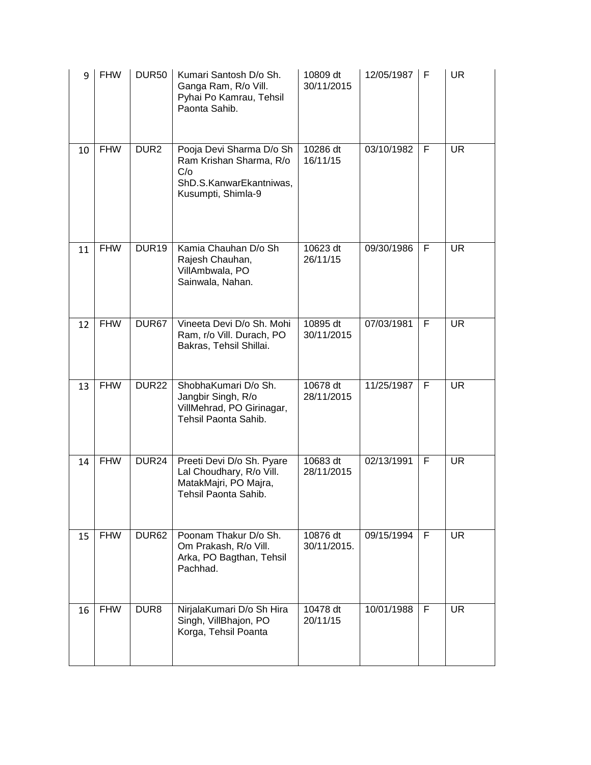| 9 | FHW | DUR50 | Kumari Santosh D/o Sh. Ganga Ram, R/o Vill. Pyhai Po Kamrau, Tehsil Paonta Sahib. | 10809 dt 30/11/2015 | 12/05/1987 | F | UR |
|---|---|---|---|---|---|---|---|
| 10 | FHW | DUR2 | Pooja Devi Sharma D/o Sh Ram Krishan Sharma, R/o C/o ShD.S.KanwarEkantniwas, Kusumpti, Shimla-9 | 10286 dt 16/11/15 | 03/10/1982 | F | UR |
| 11 | FHW | DUR19 | Kamia Chauhan D/o Sh Rajesh Chauhan, VillAmbwala, PO Sainwala, Nahan. | 10623 dt 26/11/15 | 09/30/1986 | F | UR |
| 12 | FHW | DUR67 | Vineeta Devi D/o Sh. Mohi Ram, r/o Vill. Durach, PO Bakras, Tehsil Shillai. | 10895 dt 30/11/2015 | 07/03/1981 | F | UR |
| 13 | FHW | DUR22 | ShobhaKumari D/o Sh. Jangbir Singh, R/o VillMehrad, PO Girinagar, Tehsil Paonta Sahib. | 10678 dt 28/11/2015 | 11/25/1987 | F | UR |
| 14 | FHW | DUR24 | Preeti Devi D/o Sh. Pyare Lal Choudhary, R/o Vill. MatakMajri, PO Majra, Tehsil Paonta Sahib. | 10683 dt 28/11/2015 | 02/13/1991 | F | UR |
| 15 | FHW | DUR62 | Poonam Thakur D/o Sh. Om Prakash, R/o Vill. Arka, PO Bagthan, Tehsil Pachhad. | 10876 dt 30/11/2015. | 09/15/1994 | F | UR |
| 16 | FHW | DUR8 | NirjalaKumari D/o Sh Hira Singh, VillBhajon, PO Korga, Tehsil Poanta | 10478 dt 20/11/15 | 10/01/1988 | F | UR |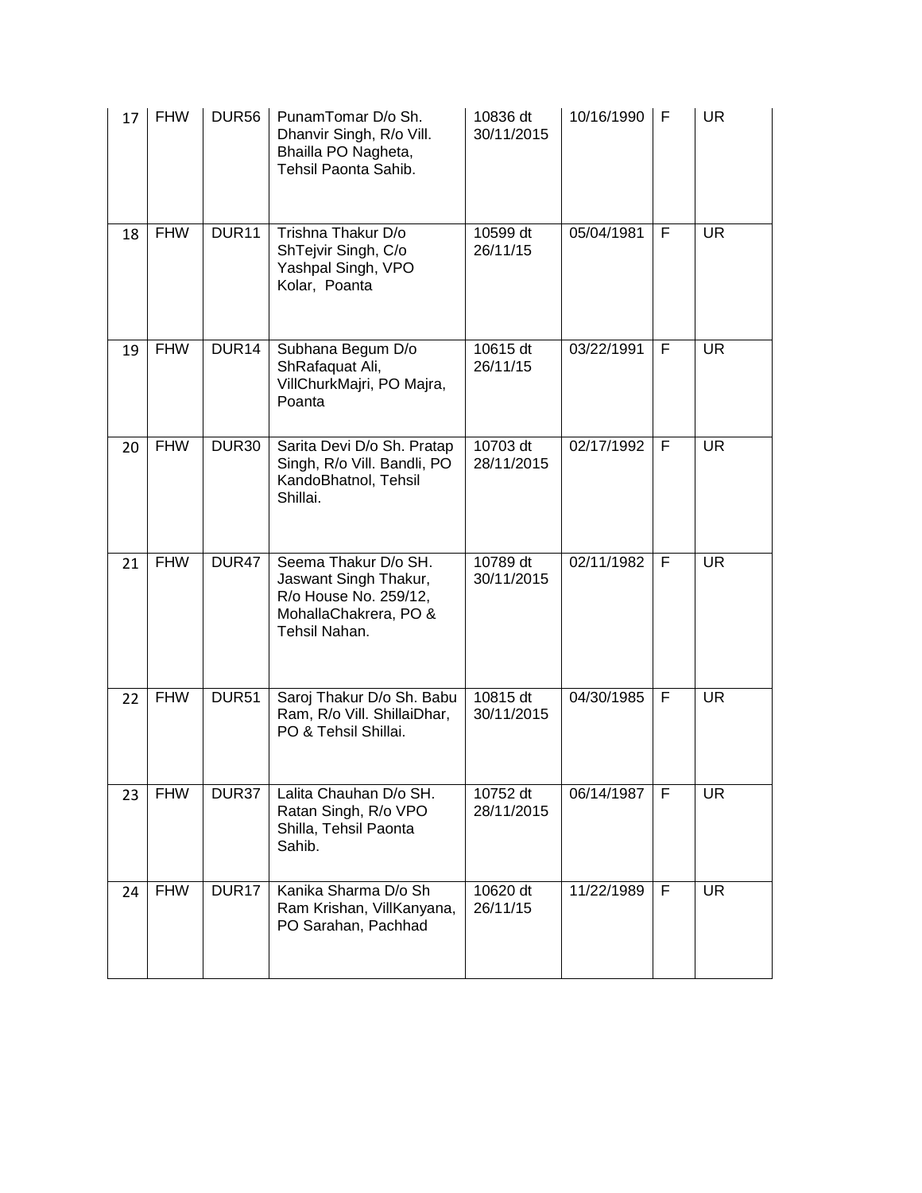| 17 | FHW | DUR56 | PunamTomar D/o Sh. Dhanvir Singh, R/o Vill. Bhailla PO Nagheta, Tehsil Paonta Sahib. | 10836 dt 30/11/2015 | 10/16/1990 | F | UR |
|---|---|---|---|---|---|---|---|
| 18 | FHW | DUR11 | Trishna Thakur D/o ShTejvir Singh, C/o Yashpal Singh, VPO Kolar, Poanta | 10599 dt 26/11/15 | 05/04/1981 | F | UR |
| 19 | FHW | DUR14 | Subhana Begum D/o ShRafaquat Ali, VillChurkMajri, PO Majra, Poanta | 10615 dt 26/11/15 | 03/22/1991 | F | UR |
| 20 | FHW | DUR30 | Sarita Devi D/o Sh. Pratap Singh, R/o Vill. Bandli, PO KandoBhatnol, Tehsil Shillai. | 10703 dt 28/11/2015 | 02/17/1992 | F | UR |
| 21 | FHW | DUR47 | Seema Thakur D/o SH. Jaswant Singh Thakur, R/o House No. 259/12, MohallaChakrera, PO & Tehsil Nahan. | 10789 dt 30/11/2015 | 02/11/1982 | F | UR |
| 22 | FHW | DUR51 | Saroj Thakur D/o Sh. Babu Ram, R/o Vill. ShillaiDhar, PO & Tehsil Shillai. | 10815 dt 30/11/2015 | 04/30/1985 | F | UR |
| 23 | FHW | DUR37 | Lalita Chauhan D/o SH. Ratan Singh, R/o VPO Shilla, Tehsil Paonta Sahib. | 10752 dt 28/11/2015 | 06/14/1987 | F | UR |
| 24 | FHW | DUR17 | Kanika Sharma D/o Sh Ram Krishan, VillKanyana, PO Sarahan, Pachhad | 10620 dt 26/11/15 | 11/22/1989 | F | UR |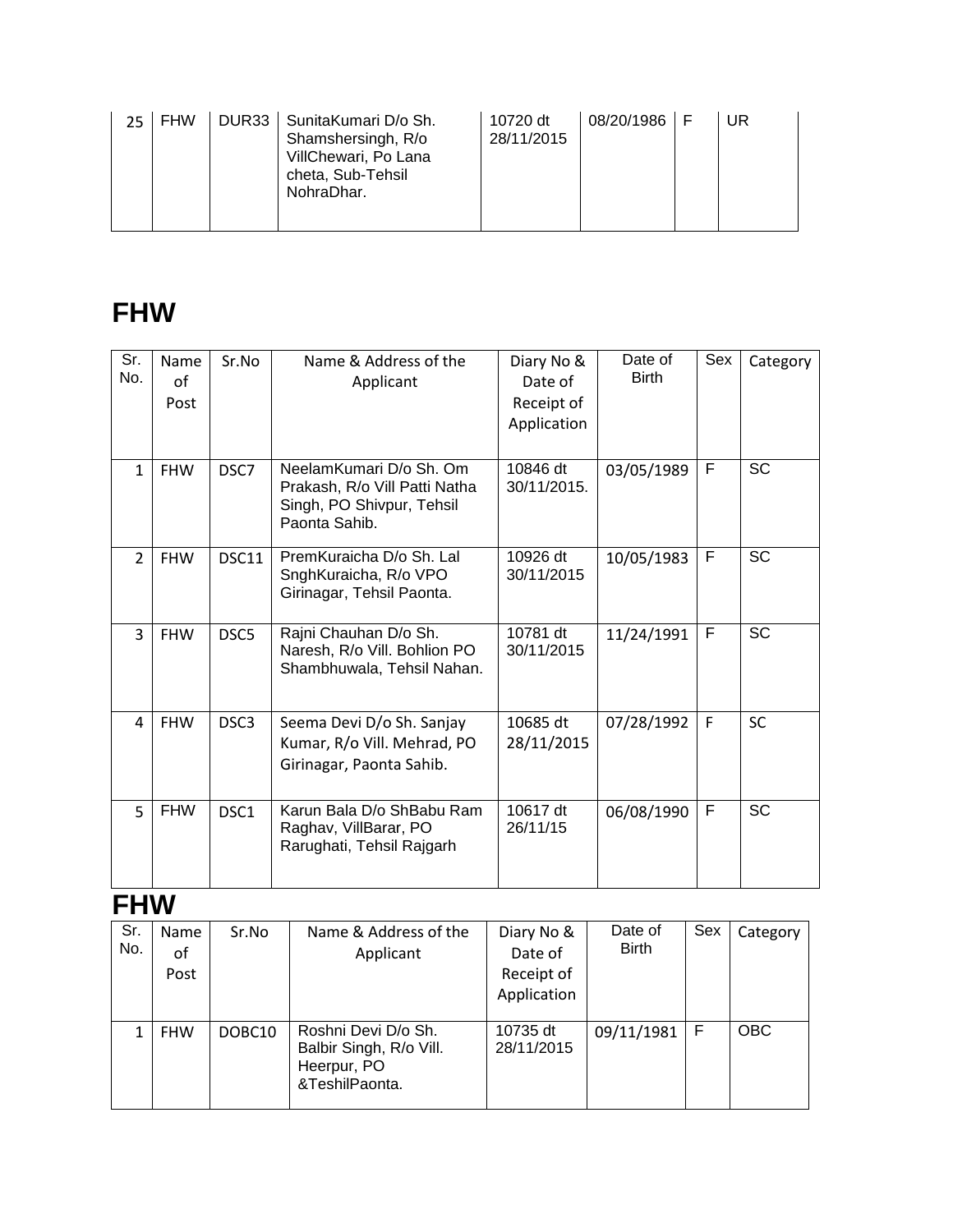| 25 | FHW | DUR33 | SunitaKumari D/o Sh. Shamshersingh, R/o VillChewari, Po Lana cheta, Sub-Tehsil NohraDhar. | 10720 dt 28/11/2015 | 08/20/1986 | F | UR |
|---|---|---|---|---|---|---|---|

## FHW

| Sr. No. | Name of Post | Sr.No | Name & Address of the Applicant | Diary No & Date of Receipt of Application | Date of Birth | Sex | Category |
|---|---|---|---|---|---|---|---|
| 1 | FHW | DSC7 | NeelamKumari D/o Sh. Om Prakash, R/o Vill Patti Natha Singh, PO Shivpur, Tehsil Paonta Sahib. | 10846 dt 30/11/2015. | 03/05/1989 | F | SC |
| 2 | FHW | DSC11 | PremKuraicha D/o Sh. Lal SnghKuraicha, R/o VPO Girinagar, Tehsil Paonta. | 10926 dt 30/11/2015 | 10/05/1983 | F | SC |
| 3 | FHW | DSC5 | Rajni Chauhan D/o Sh. Naresh, R/o Vill. Bohlion PO Shambhuwala, Tehsil Nahan. | 10781 dt 30/11/2015 | 11/24/1991 | F | SC |
| 4 | FHW | DSC3 | Seema Devi D/o Sh. Sanjay Kumar, R/o Vill. Mehrad, PO Girinagar, Paonta Sahib. | 10685 dt 28/11/2015 | 07/28/1992 | F | SC |
| 5 | FHW | DSC1 | Karun Bala D/o ShBabu Ram Raghav, VillBarar, PO Rarughati, Tehsil Rajgarh | 10617 dt 26/11/15 | 06/08/1990 | F | SC |

## FHW

| Sr. No. | Name of Post | Sr.No | Name & Address of the Applicant | Diary No & Date of Receipt of Application | Date of Birth | Sex | Category |
|---|---|---|---|---|---|---|---|
| 1 | FHW | DOBC10 | Roshni Devi D/o Sh. Balbir Singh, R/o Vill. Heerpur, PO &TeshilPaonta. | 10735 dt 28/11/2015 | 09/11/1981 | F | OBC |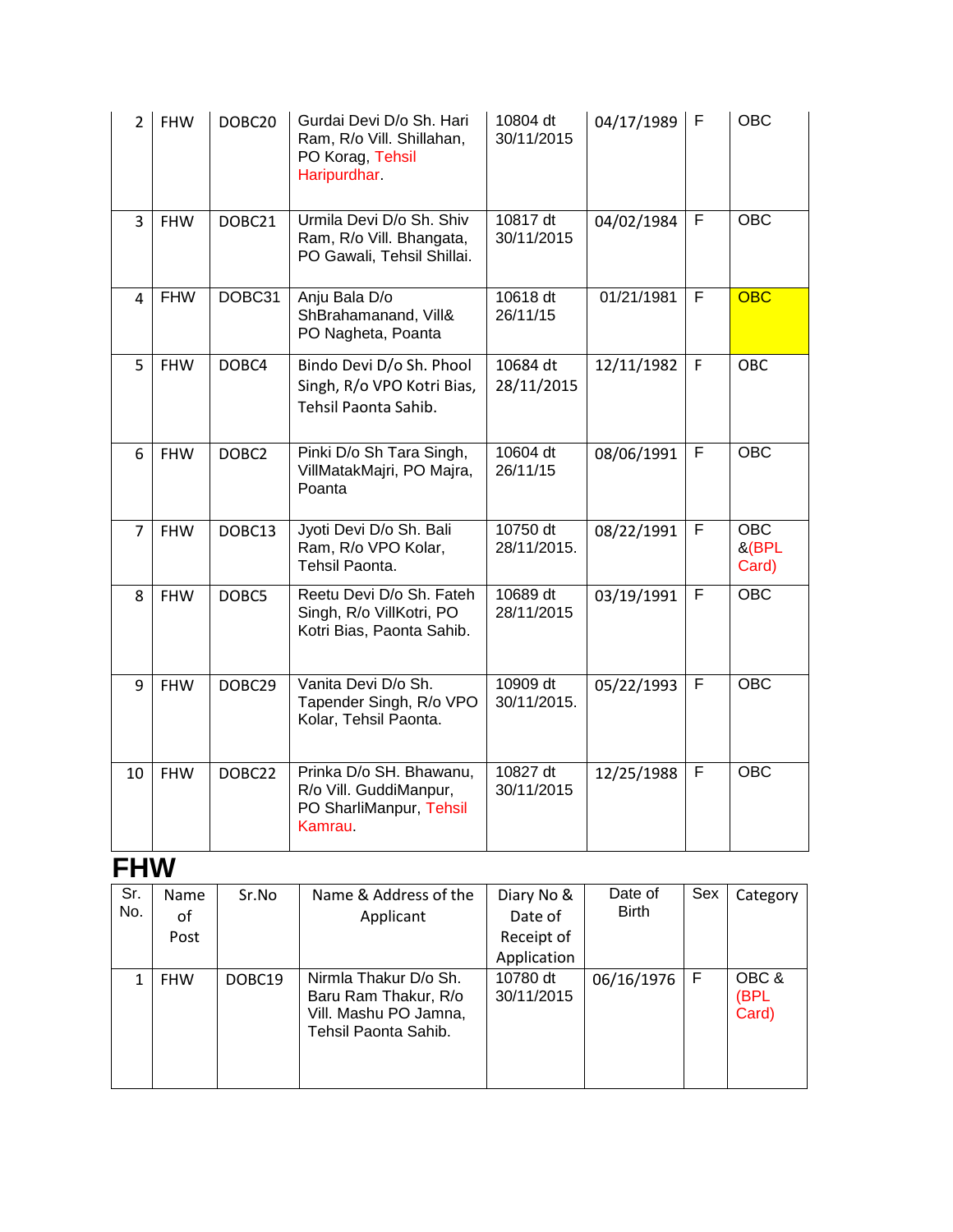| | | | | | | | |
|---|---|---|---|---|---|---|---|
| 2 | FHW | DOBC20 | Gurdai Devi D/o Sh. Hari Ram, R/o Vill. Shillahan, PO Korag, Tehsil Haripurdhar. | 10804 dt 30/11/2015 | 04/17/1989 | F | OBC |
| 3 | FHW | DOBC21 | Urmila Devi D/o Sh. Shiv Ram, R/o Vill. Bhangata, PO Gawali, Tehsil Shillai. | 10817 dt 30/11/2015 | 04/02/1984 | F | OBC |
| 4 | FHW | DOBC31 | Anju Bala D/o ShBrahamanand, Vill& PO Nagheta, Poanta | 10618 dt 26/11/15 | 01/21/1981 | F | OBC |
| 5 | FHW | DOBC4 | Bindo Devi D/o Sh. Phool Singh, R/o VPO Kotri Bias, Tehsil Paonta Sahib. | 10684 dt 28/11/2015 | 12/11/1982 | F | OBC |
| 6 | FHW | DOBC2 | Pinki D/o Sh Tara Singh, VillMatakMajri, PO Majra, Poanta | 10604 dt 26/11/15 | 08/06/1991 | F | OBC |
| 7 | FHW | DOBC13 | Jyoti Devi D/o Sh. Bali Ram, R/o VPO Kolar, Tehsil Paonta. | 10750 dt 28/11/2015. | 08/22/1991 | F | OBC &(BPL Card) |
| 8 | FHW | DOBC5 | Reetu Devi D/o Sh. Fateh Singh, R/o VillKotri, PO Kotri Bias, Paonta Sahib. | 10689 dt 28/11/2015 | 03/19/1991 | F | OBC |
| 9 | FHW | DOBC29 | Vanita Devi D/o Sh. Tapender Singh, R/o VPO Kolar, Tehsil Paonta. | 10909 dt 30/11/2015. | 05/22/1993 | F | OBC |
| 10 | FHW | DOBC22 | Prinka D/o SH. Bhawanu, R/o Vill. GuddiManpur, PO SharliManpur, Tehsil Kamrau. | 10827 dt 30/11/2015 | 12/25/1988 | F | OBC |

# FHW

| Sr. No. | Name of Post | Sr.No | Name & Address of the Applicant | Diary No & Date of Receipt of Application | Date of Birth | Sex | Category |
|---|---|---|---|---|---|---|---|
| 1 | FHW | DOBC19 | Nirmla Thakur D/o Sh. Baru Ram Thakur, R/o Vill. Mashu PO Jamna, Tehsil Paonta Sahib. | 10780 dt 30/11/2015 | 06/16/1976 | F | OBC & (BPL Card) |